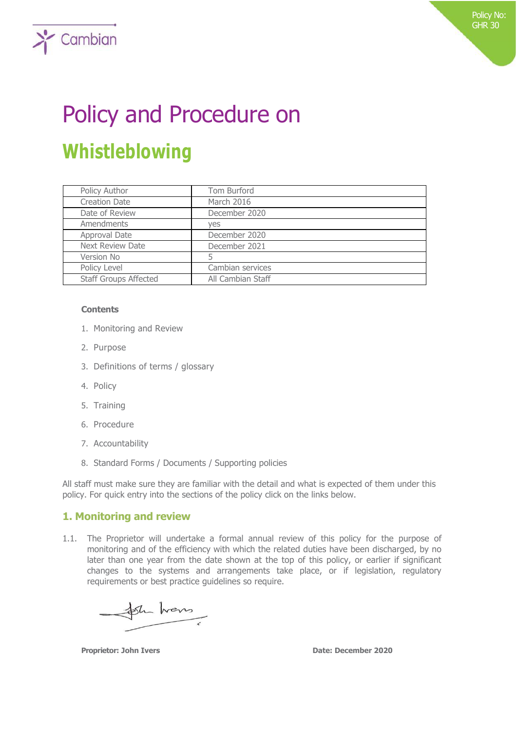Policy No: GHR 30

# Policy and Procedure on

# Whistleblowing

| Policy Author | Tom Burford |
| --- | --- |
| Creation Date | March 2016 |
| Date of Review | December 2020 |
| Amendments | yes |
| Approval Date | December 2020 |
| Next Review Date | December 2021 |
| Version No | 5 |
| Policy Level | Cambian services |
| Staff Groups Affected | All Cambian Staff |

**Contents**

1. Monitoring and Review
2. Purpose
3. Definitions of terms / glossary
4. Policy
5. Training
6. Procedure
7. Accountability
8. Standard Forms / Documents / Supporting policies

All staff must make sure they are familiar with the detail and what is expected of them under this policy. For quick entry into the sections of the policy click on the links below.

## 1. Monitoring and review

1.1. The Proprietor will undertake a formal annual review of this policy for the purpose of monitoring and of the efficiency with which the related duties have been discharged, by no later than one year from the date shown at the top of this policy, or earlier if significant changes to the systems and arrangements take place, or if legislation, regulatory requirements or best practice guidelines so require.

**Proprietor: John Ivers** **Date: December 2020**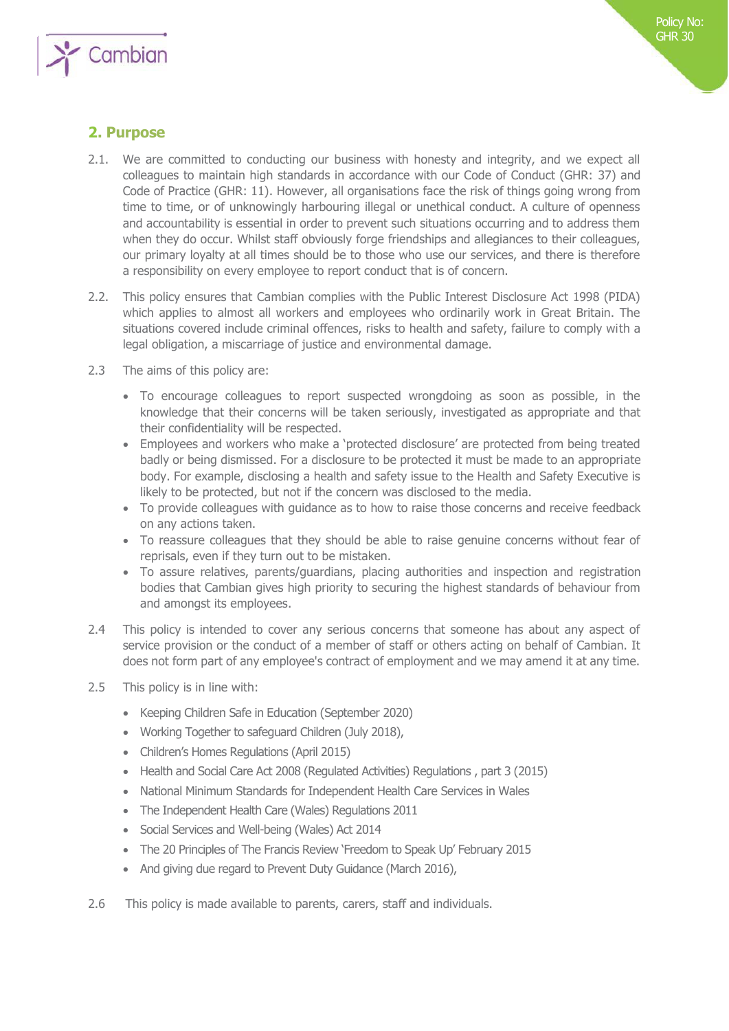## 2. Purpose

2.1. We are committed to conducting our business with honesty and integrity, and we expect all colleagues to maintain high standards in accordance with our Code of Conduct (GHR: 37) and Code of Practice (GHR: 11). However, all organisations face the risk of things going wrong from time to time, or of unknowingly harbouring illegal or unethical conduct. A culture of openness and accountability is essential in order to prevent such situations occurring and to address them when they do occur. Whilst staff obviously forge friendships and allegiances to their colleagues, our primary loyalty at all times should be to those who use our services, and there is therefore a responsibility on every employee to report conduct that is of concern.

2.2. This policy ensures that Cambian complies with the Public Interest Disclosure Act 1998 (PIDA) which applies to almost all workers and employees who ordinarily work in Great Britain. The situations covered include criminal offences, risks to health and safety, failure to comply with a legal obligation, a miscarriage of justice and environmental damage.

2.3 The aims of this policy are:

- To encourage colleagues to report suspected wrongdoing as soon as possible, in the knowledge that their concerns will be taken seriously, investigated as appropriate and that their confidentiality will be respected.
- Employees and workers who make a 'protected disclosure' are protected from being treated badly or being dismissed. For a disclosure to be protected it must be made to an appropriate body. For example, disclosing a health and safety issue to the Health and Safety Executive is likely to be protected, but not if the concern was disclosed to the media.
- To provide colleagues with guidance as to how to raise those concerns and receive feedback on any actions taken.
- To reassure colleagues that they should be able to raise genuine concerns without fear of reprisals, even if they turn out to be mistaken.
- To assure relatives, parents/guardians, placing authorities and inspection and registration bodies that Cambian gives high priority to securing the highest standards of behaviour from and amongst its employees.

2.4 This policy is intended to cover any serious concerns that someone has about any aspect of service provision or the conduct of a member of staff or others acting on behalf of Cambian. It does not form part of any employee's contract of employment and we may amend it at any time.

2.5 This policy is in line with:

- Keeping Children Safe in Education (September 2020)
- Working Together to safeguard Children (July 2018),
- Children's Homes Regulations (April 2015)
- Health and Social Care Act 2008 (Regulated Activities) Regulations , part 3 (2015)
- National Minimum Standards for Independent Health Care Services in Wales
- The Independent Health Care (Wales) Regulations 2011
- Social Services and Well-being (Wales) Act 2014
- The 20 Principles of The Francis Review 'Freedom to Speak Up' February 2015
- And giving due regard to Prevent Duty Guidance (March 2016),

2.6 This policy is made available to parents, carers, staff and individuals.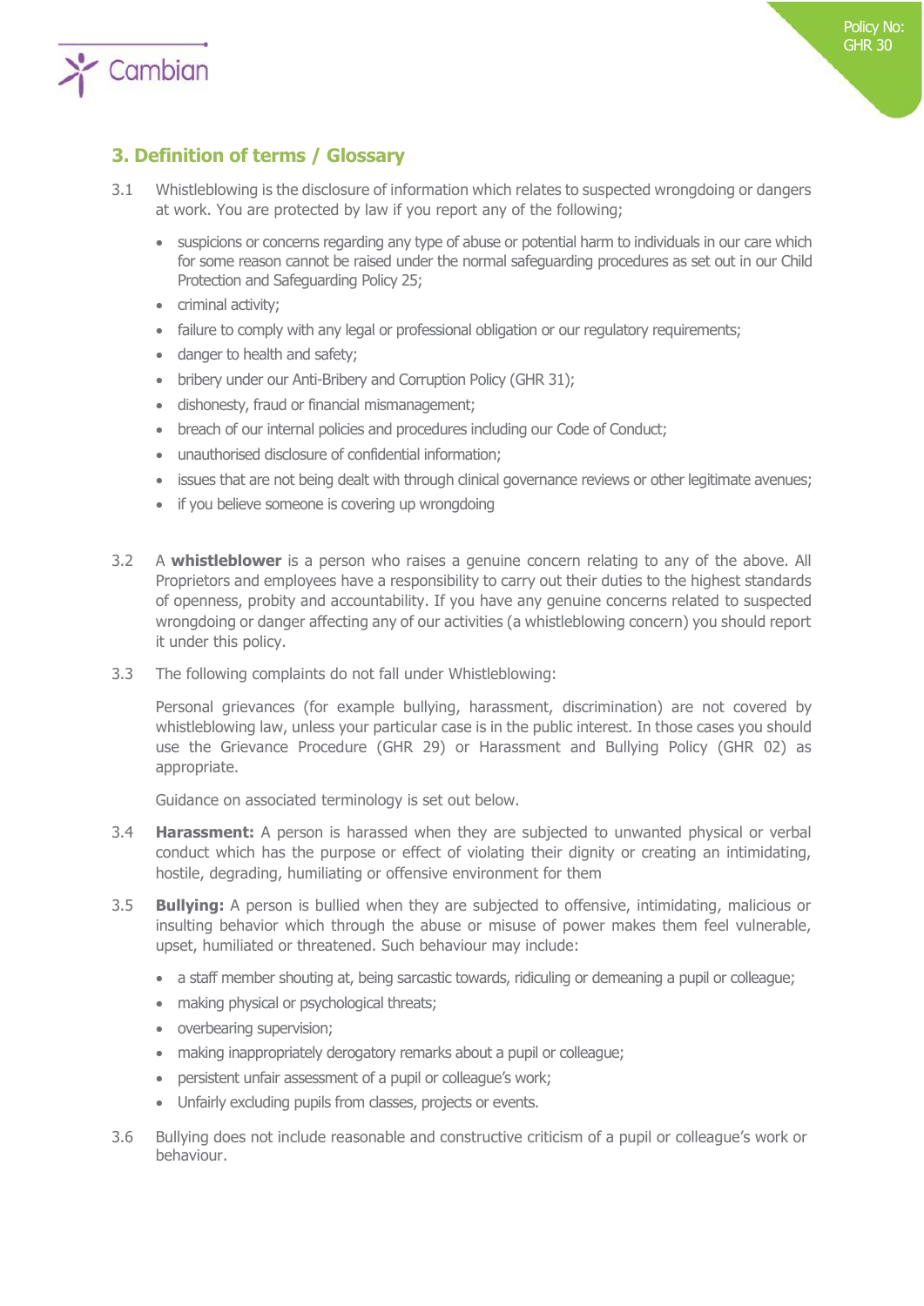## 3. Definition of terms / Glossary

3.1 Whistleblowing is the disclosure of information which relates to suspected wrongdoing or dangers at work. You are protected by law if you report any of the following;

- suspicions or concerns regarding any type of abuse or potential harm to individuals in our care which for some reason cannot be raised under the normal safeguarding procedures as set out in our Child Protection and Safeguarding Policy 25;
- criminal activity;
- failure to comply with any legal or professional obligation or our regulatory requirements;
- danger to health and safety;
- bribery under our Anti-Bribery and Corruption Policy (GHR 31);
- dishonesty, fraud or financial mismanagement;
- breach of our internal policies and procedures including our Code of Conduct;
- unauthorised disclosure of confidential information;
- issues that are not being dealt with through clinical governance reviews or other legitimate avenues;
- if you believe someone is covering up wrongdoing

3.2 A **whistleblower** is a person who raises a genuine concern relating to any of the above. All Proprietors and employees have a responsibility to carry out their duties to the highest standards of openness, probity and accountability. If you have any genuine concerns related to suspected wrongdoing or danger affecting any of our activities (a whistleblowing concern) you should report it under this policy.

3.3 The following complaints do not fall under Whistleblowing:

Personal grievances (for example bullying, harassment, discrimination) are not covered by whistleblowing law, unless your particular case is in the public interest. In those cases you should use the Grievance Procedure (GHR 29) or Harassment and Bullying Policy (GHR 02) as appropriate.

Guidance on associated terminology is set out below.

3.4 **Harassment:** A person is harassed when they are subjected to unwanted physical or verbal conduct which has the purpose or effect of violating their dignity or creating an intimidating, hostile, degrading, humiliating or offensive environment for them

3.5 **Bullying:** A person is bullied when they are subjected to offensive, intimidating, malicious or insulting behavior which through the abuse or misuse of power makes them feel vulnerable, upset, humiliated or threatened. Such behaviour may include:

- a staff member shouting at, being sarcastic towards, ridiculing or demeaning a pupil or colleague;
- making physical or psychological threats;
- overbearing supervision;
- making inappropriately derogatory remarks about a pupil or colleague;
- persistent unfair assessment of a pupil or colleague's work;
- Unfairly excluding pupils from classes, projects or events.

3.6 Bullying does not include reasonable and constructive criticism of a pupil or colleague's work or behaviour.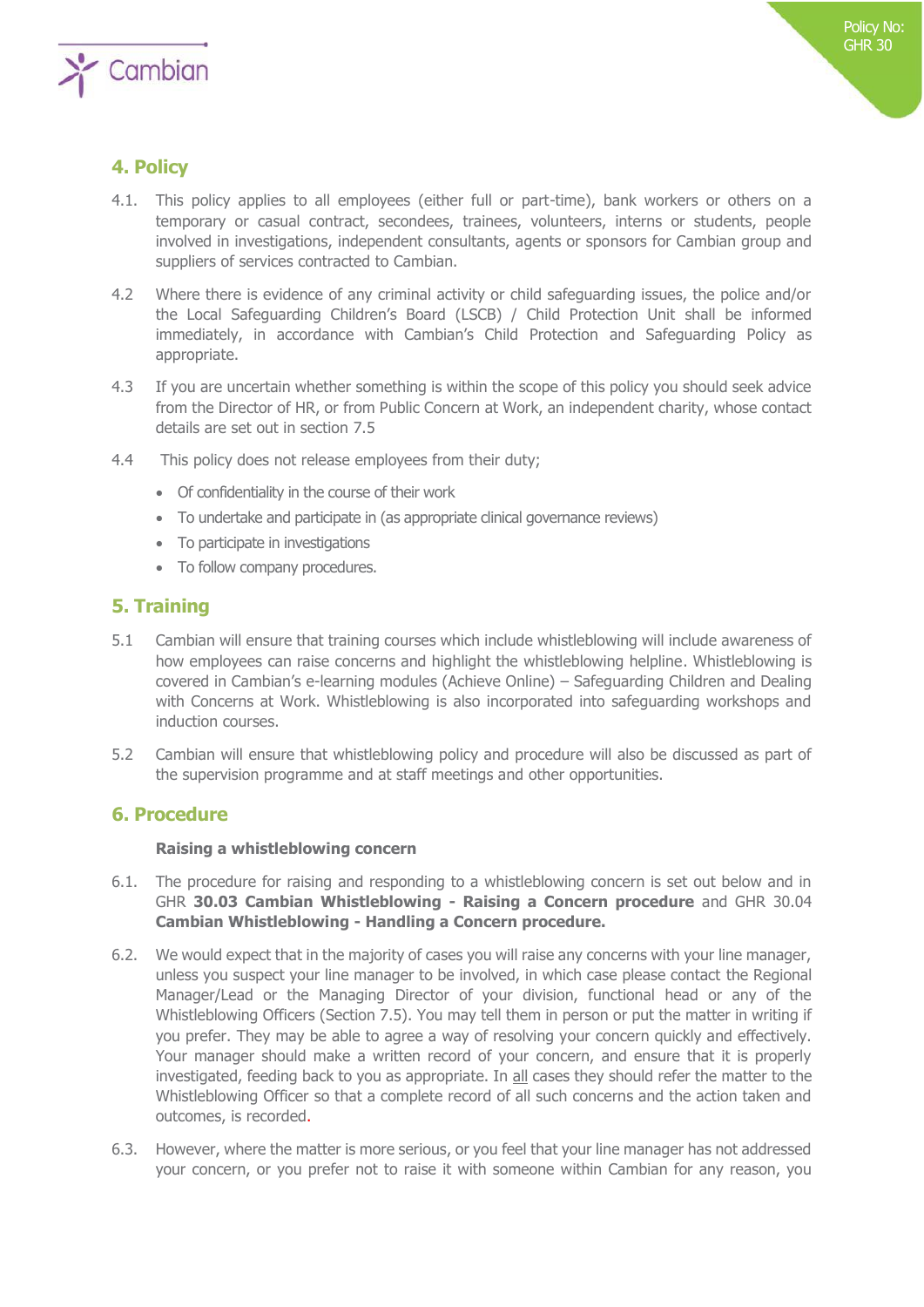## 4. Policy

4.1. This policy applies to all employees (either full or part-time), bank workers or others on a temporary or casual contract, secondees, trainees, volunteers, interns or students, people involved in investigations, independent consultants, agents or sponsors for Cambian group and suppliers of services contracted to Cambian.

4.2 Where there is evidence of any criminal activity or child safeguarding issues, the police and/or the Local Safeguarding Children's Board (LSCB) / Child Protection Unit shall be informed immediately, in accordance with Cambian's Child Protection and Safeguarding Policy as appropriate.

4.3 If you are uncertain whether something is within the scope of this policy you should seek advice from the Director of HR, or from Public Concern at Work, an independent charity, whose contact details are set out in section 7.5

4.4 This policy does not release employees from their duty;

- Of confidentiality in the course of their work
- To undertake and participate in (as appropriate clinical governance reviews)
- To participate in investigations
- To follow company procedures.

## 5. Training

5.1 Cambian will ensure that training courses which include whistleblowing will include awareness of how employees can raise concerns and highlight the whistleblowing helpline. Whistleblowing is covered in Cambian's e-learning modules (Achieve Online) – Safeguarding Children and Dealing with Concerns at Work. Whistleblowing is also incorporated into safeguarding workshops and induction courses.

5.2 Cambian will ensure that whistleblowing policy and procedure will also be discussed as part of the supervision programme and at staff meetings and other opportunities.

## 6. Procedure

**Raising a whistleblowing concern**

6.1. The procedure for raising and responding to a whistleblowing concern is set out below and in GHR **30.03 Cambian Whistleblowing - Raising a Concern procedure** and GHR 30.04 **Cambian Whistleblowing - Handling a Concern procedure.**

6.2. We would expect that in the majority of cases you will raise any concerns with your line manager, unless you suspect your line manager to be involved, in which case please contact the Regional Manager/Lead or the Managing Director of your division, functional head or any of the Whistleblowing Officers (Section 7.5). You may tell them in person or put the matter in writing if you prefer. They may be able to agree a way of resolving your concern quickly and effectively. Your manager should make a written record of your concern, and ensure that it is properly investigated, feeding back to you as appropriate. In all cases they should refer the matter to the Whistleblowing Officer so that a complete record of all such concerns and the action taken and outcomes, is recorded.

6.3. However, where the matter is more serious, or you feel that your line manager has not addressed your concern, or you prefer not to raise it with someone within Cambian for any reason, you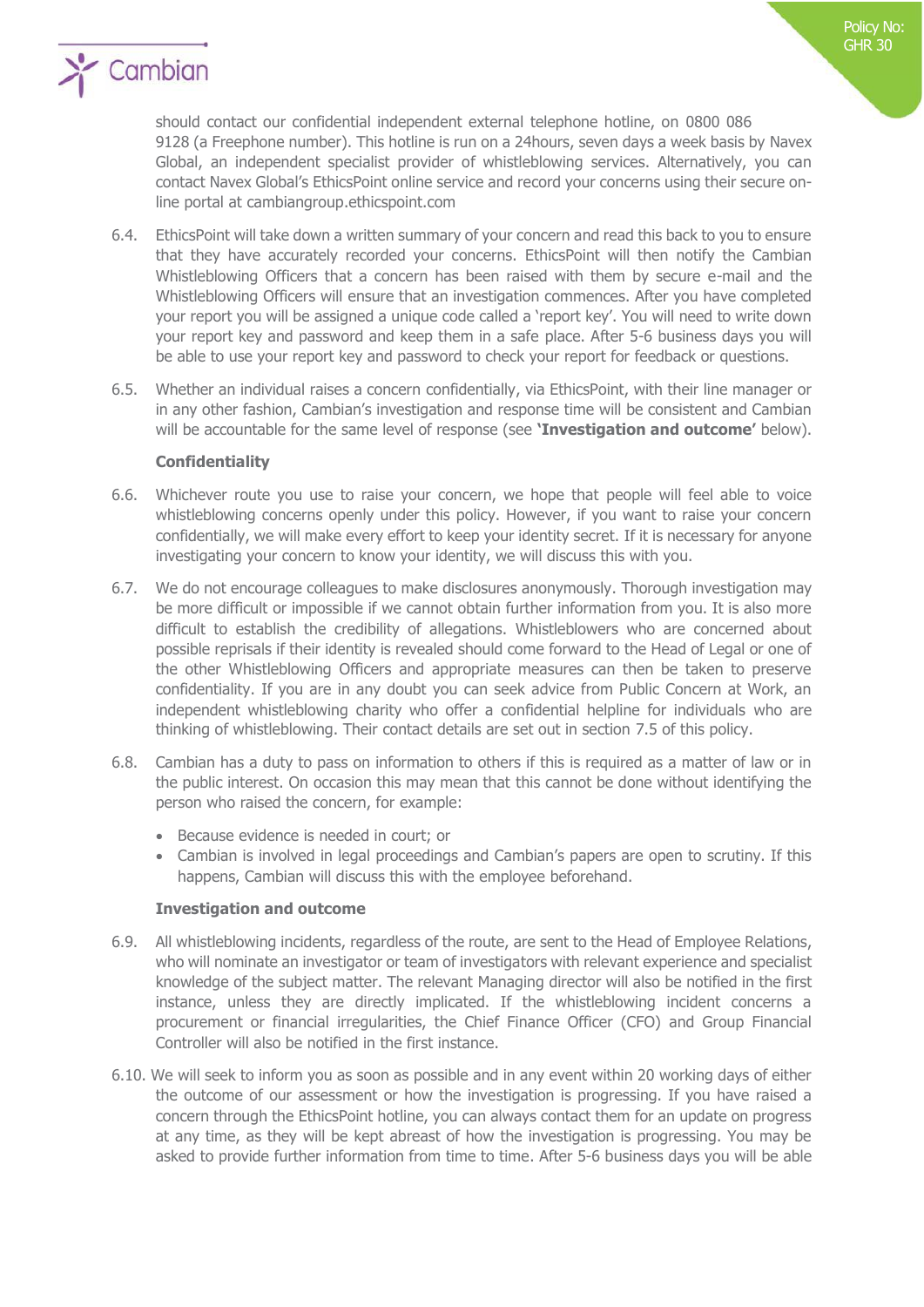should contact our confidential independent external telephone hotline, on 0800 086 9128 (a Freephone number). This hotline is run on a 24hours, seven days a week basis by Navex Global, an independent specialist provider of whistleblowing services. Alternatively, you can contact Navex Global's EthicsPoint online service and record your concerns using their secure on-line portal at cambiangroup.ethicspoint.com

6.4. EthicsPoint will take down a written summary of your concern and read this back to you to ensure that they have accurately recorded your concerns. EthicsPoint will then notify the Cambian Whistleblowing Officers that a concern has been raised with them by secure e-mail and the Whistleblowing Officers will ensure that an investigation commences. After you have completed your report you will be assigned a unique code called a 'report key'. You will need to write down your report key and password and keep them in a safe place. After 5-6 business days you will be able to use your report key and password to check your report for feedback or questions.

6.5. Whether an individual raises a concern confidentially, via EthicsPoint, with their line manager or in any other fashion, Cambian's investigation and response time will be consistent and Cambian will be accountable for the same level of response (see **'Investigation and outcome'** below).

**Confidentiality**

6.6. Whichever route you use to raise your concern, we hope that people will feel able to voice whistleblowing concerns openly under this policy. However, if you want to raise your concern confidentially, we will make every effort to keep your identity secret. If it is necessary for anyone investigating your concern to know your identity, we will discuss this with you.

6.7. We do not encourage colleagues to make disclosures anonymously. Thorough investigation may be more difficult or impossible if we cannot obtain further information from you. It is also more difficult to establish the credibility of allegations. Whistleblowers who are concerned about possible reprisals if their identity is revealed should come forward to the Head of Legal or one of the other Whistleblowing Officers and appropriate measures can then be taken to preserve confidentiality. If you are in any doubt you can seek advice from Public Concern at Work, an independent whistleblowing charity who offer a confidential helpline for individuals who are thinking of whistleblowing. Their contact details are set out in section 7.5 of this policy.

6.8. Cambian has a duty to pass on information to others if this is required as a matter of law or in the public interest. On occasion this may mean that this cannot be done without identifying the person who raised the concern, for example:

- Because evidence is needed in court; or
- Cambian is involved in legal proceedings and Cambian's papers are open to scrutiny. If this happens, Cambian will discuss this with the employee beforehand.

**Investigation and outcome**

6.9. All whistleblowing incidents, regardless of the route, are sent to the Head of Employee Relations, who will nominate an investigator or team of investigators with relevant experience and specialist knowledge of the subject matter. The relevant Managing director will also be notified in the first instance, unless they are directly implicated. If the whistleblowing incident concerns a procurement or financial irregularities, the Chief Finance Officer (CFO) and Group Financial Controller will also be notified in the first instance.

6.10. We will seek to inform you as soon as possible and in any event within 20 working days of either the outcome of our assessment or how the investigation is progressing. If you have raised a concern through the EthicsPoint hotline, you can always contact them for an update on progress at any time, as they will be kept abreast of how the investigation is progressing. You may be asked to provide further information from time to time. After 5-6 business days you will be able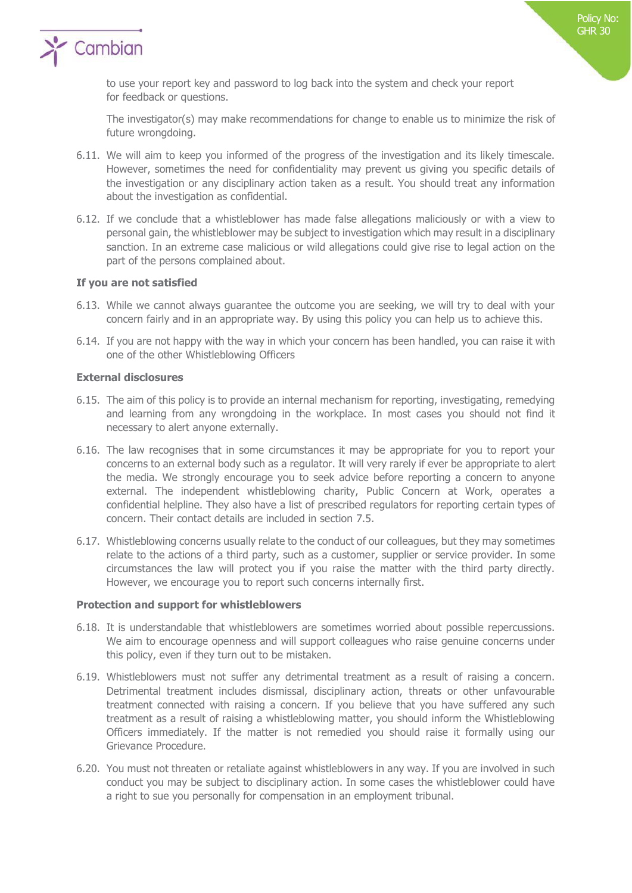to use your report key and password to log back into the system and check your report for feedback or questions.

The investigator(s) may make recommendations for change to enable us to minimize the risk of future wrongdoing.

6.11. We will aim to keep you informed of the progress of the investigation and its likely timescale. However, sometimes the need for confidentiality may prevent us giving you specific details of the investigation or any disciplinary action taken as a result. You should treat any information about the investigation as confidential.

6.12. If we conclude that a whistleblower has made false allegations maliciously or with a view to personal gain, the whistleblower may be subject to investigation which may result in a disciplinary sanction. In an extreme case malicious or wild allegations could give rise to legal action on the part of the persons complained about.

**If you are not satisfied**

6.13. While we cannot always guarantee the outcome you are seeking, we will try to deal with your concern fairly and in an appropriate way. By using this policy you can help us to achieve this.

6.14. If you are not happy with the way in which your concern has been handled, you can raise it with one of the other Whistleblowing Officers

**External disclosures**

6.15. The aim of this policy is to provide an internal mechanism for reporting, investigating, remedying and learning from any wrongdoing in the workplace. In most cases you should not find it necessary to alert anyone externally.

6.16. The law recognises that in some circumstances it may be appropriate for you to report your concerns to an external body such as a regulator. It will very rarely if ever be appropriate to alert the media. We strongly encourage you to seek advice before reporting a concern to anyone external. The independent whistleblowing charity, Public Concern at Work, operates a confidential helpline. They also have a list of prescribed regulators for reporting certain types of concern. Their contact details are included in section 7.5.

6.17. Whistleblowing concerns usually relate to the conduct of our colleagues, but they may sometimes relate to the actions of a third party, such as a customer, supplier or service provider. In some circumstances the law will protect you if you raise the matter with the third party directly. However, we encourage you to report such concerns internally first.

**Protection and support for whistleblowers**

6.18. It is understandable that whistleblowers are sometimes worried about possible repercussions. We aim to encourage openness and will support colleagues who raise genuine concerns under this policy, even if they turn out to be mistaken.

6.19. Whistleblowers must not suffer any detrimental treatment as a result of raising a concern. Detrimental treatment includes dismissal, disciplinary action, threats or other unfavourable treatment connected with raising a concern. If you believe that you have suffered any such treatment as a result of raising a whistleblowing matter, you should inform the Whistleblowing Officers immediately. If the matter is not remedied you should raise it formally using our Grievance Procedure.

6.20. You must not threaten or retaliate against whistleblowers in any way. If you are involved in such conduct you may be subject to disciplinary action. In some cases the whistleblower could have a right to sue you personally for compensation in an employment tribunal.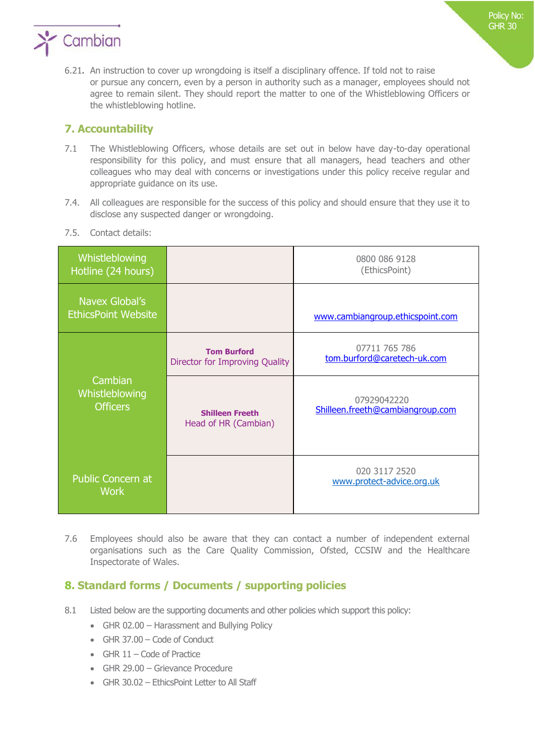6.21. An instruction to cover up wrongdoing is itself a disciplinary offence. If told not to raise or pursue any concern, even by a person in authority such as a manager, employees should not agree to remain silent. They should report the matter to one of the Whistleblowing Officers or the whistleblowing hotline.

## 7. Accountability

7.1 The Whistleblowing Officers, whose details are set out in below have day-to-day operational responsibility for this policy, and must ensure that all managers, head teachers and other colleagues who may deal with concerns or investigations under this policy receive regular and appropriate guidance on its use.

7.4. All colleagues are responsible for the success of this policy and should ensure that they use it to disclose any suspected danger or wrongdoing.

7.5. Contact details:

| | | |
|---|---|---|
| Whistleblowing Hotline (24 hours) | | 0800 086 9128 (EthicsPoint) |
| Navex Global's EthicsPoint Website | | www.cambiangroup.ethicspoint.com |
| Cambian Whistleblowing Officers | **Tom Burford** Director for Improving Quality | 07711 765 786 tom.burford@caretech-uk.com |
| | **Shilleen Freeth** Head of HR (Cambian) | 07929042220 Shilleen.freeth@cambiangroup.com |
| Public Concern at Work | | 020 3117 2520 www.protect-advice.org.uk |

7.6 Employees should also be aware that they can contact a number of independent external organisations such as the Care Quality Commission, Ofsted, CCSIW and the Healthcare Inspectorate of Wales.

## 8. Standard forms / Documents / supporting policies

8.1 Listed below are the supporting documents and other policies which support this policy:

- GHR 02.00 – Harassment and Bullying Policy
- GHR 37.00 – Code of Conduct
- GHR 11 – Code of Practice
- GHR 29.00 – Grievance Procedure
- GHR 30.02 – EthicsPoint Letter to All Staff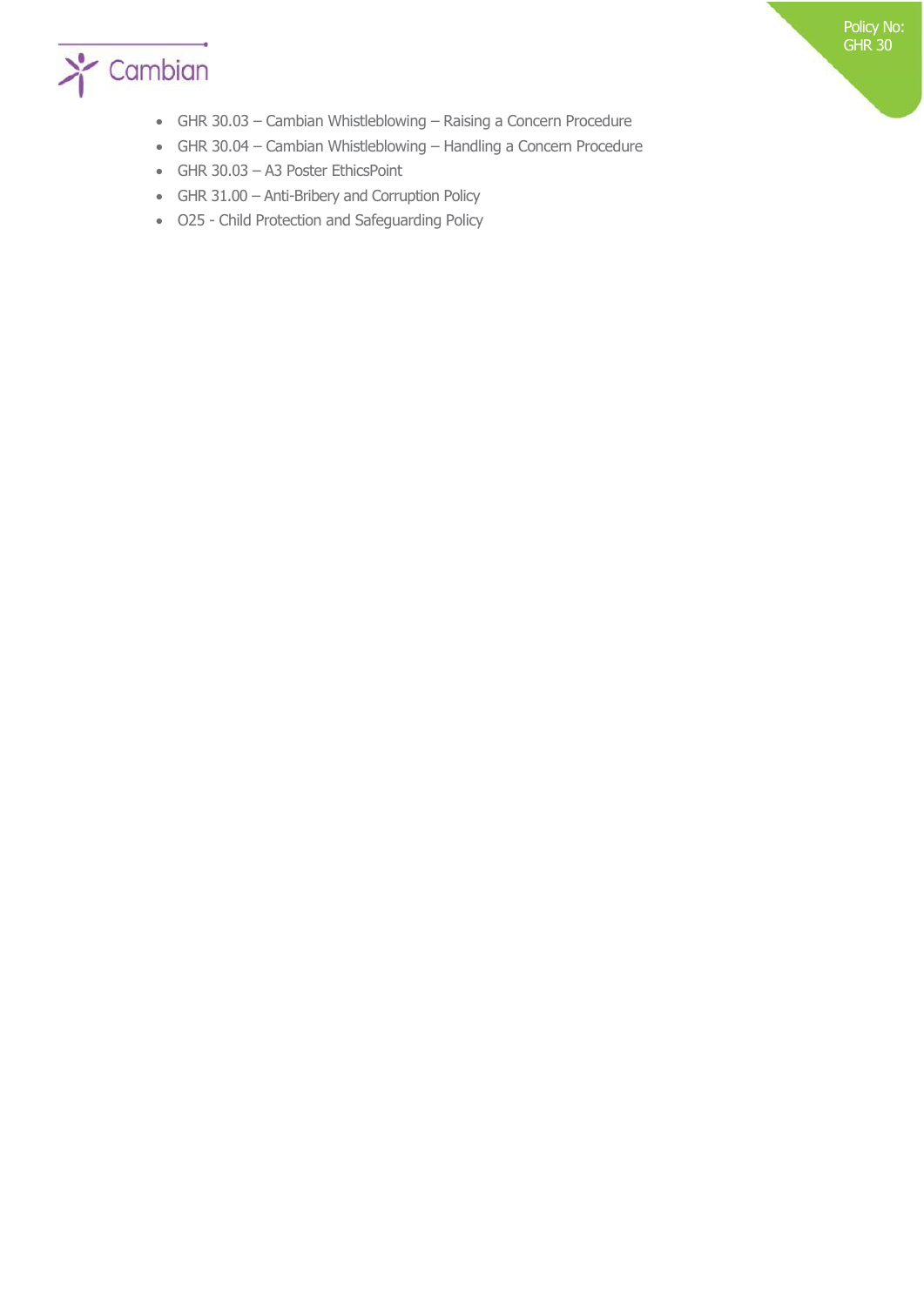- GHR 30.03 – Cambian Whistleblowing – Raising a Concern Procedure
- GHR 30.04 – Cambian Whistleblowing – Handling a Concern Procedure
- GHR 30.03 – A3 Poster EthicsPoint
- GHR 31.00 – Anti-Bribery and Corruption Policy
- O25 - Child Protection and Safeguarding Policy